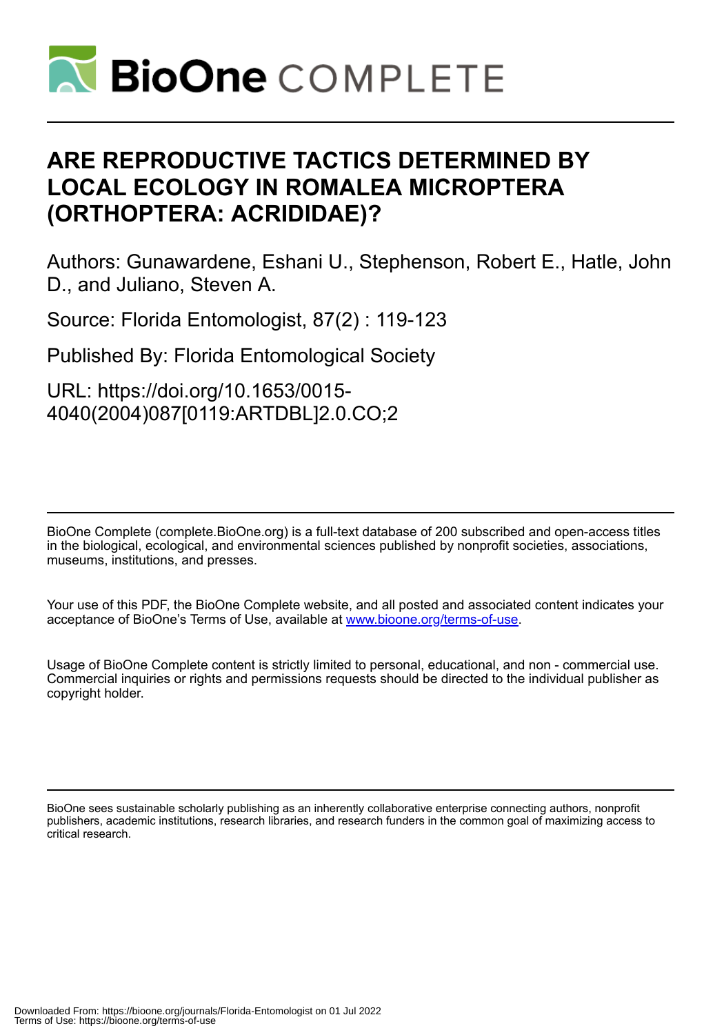# ARE REPRODUCTIVE TACTICS DETERMINED BY LOCAL ECOLOGY IN ROMALEA MICROPTERA (ORTHOPTERA: ACRIDIDAE)?

Authors: Gunawardene, Eshani U., Stephenson, Robert E., Hatle, John D., and Juliano, Steven A.

Source: Florida Entomologist, 87(2) : 119-123

Published By: Florida Entomological Society

URL: https://doi.org/10.1653/0015-4040(2004)087[0119:ARTDBL]2.0.CO;2

BioOne Complete (complete.BioOne.org) is a full-text database of 200 subscribed and open-access titles in the biological, ecological, and environmental sciences published by nonprofit societies, associations, museums, institutions, and presses.

Your use of this PDF, the BioOne Complete website, and all posted and associated content indicates your acceptance of BioOne's Terms of Use, available at www.bioone.org/terms-of-use.

Usage of BioOne Complete content is strictly limited to personal, educational, and non - commercial use. Commercial inquiries or rights and permissions requests should be directed to the individual publisher as copyright holder.

BioOne sees sustainable scholarly publishing as an inherently collaborative enterprise connecting authors, nonprofit publishers, academic institutions, research libraries, and research funders in the common goal of maximizing access to critical research.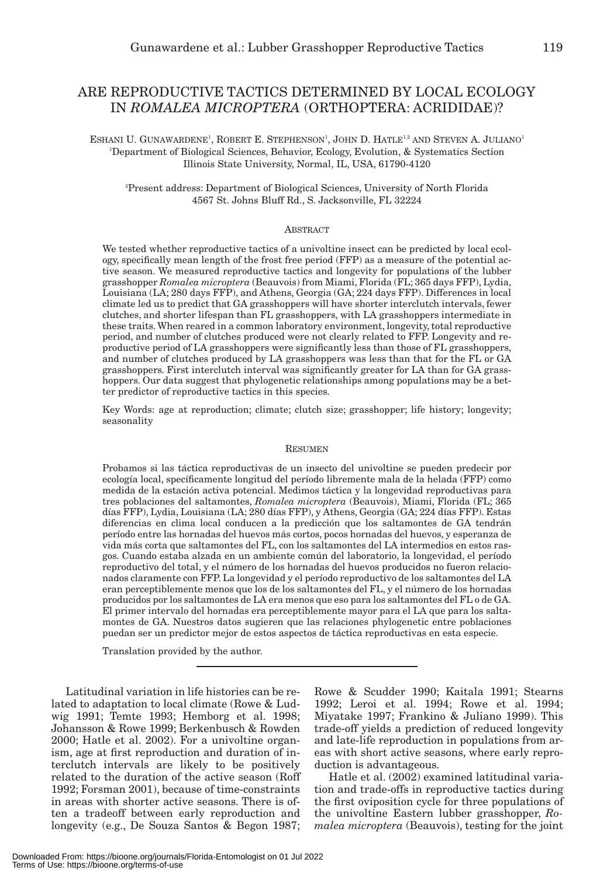# ARE REPRODUCTIVE TACTICS DETERMINED BY LOCAL ECOLOGY IN *ROMALEA MICROPTERA* (ORTHOPTERA: ACRIDIDAE)?

ESHANI U. GUNAWARDENE[1], ROBERT E. STEPHENSON[1], JOHN D. HATLE[1,2] AND STEVEN A. JULIANO[1]

[1]Department of Biological Sciences, Behavior, Ecology, Evolution, & Systematics Section Illinois State University, Normal, IL, USA, 61790-4120

[2]Present address: Department of Biological Sciences, University of North Florida 4567 St. Johns Bluff Rd., S. Jacksonville, FL 32224

## ABSTRACT

We tested whether reproductive tactics of a univoltine insect can be predicted by local ecology, specifically mean length of the frost free period (FFP) as a measure of the potential active season. We measured reproductive tactics and longevity for populations of the lubber grasshopper *Romalea microptera* (Beauvois) from Miami, Florida (FL; 365 days FFP), Lydia, Louisiana (LA; 280 days FFP), and Athens, Georgia (GA; 224 days FFP). Differences in local climate led us to predict that GA grasshoppers will have shorter interclutch intervals, fewer clutches, and shorter lifespan than FL grasshoppers, with LA grasshoppers intermediate in these traits. When reared in a common laboratory environment, longevity, total reproductive period, and number of clutches produced were not clearly related to FFP. Longevity and reproductive period of LA grasshoppers were significantly less than those of FL grasshoppers, and number of clutches produced by LA grasshoppers was less than that for the FL or GA grasshoppers. First interclutch interval was significantly greater for LA than for GA grasshoppers. Our data suggest that phylogenetic relationships among populations may be a better predictor of reproductive tactics in this species.

Key Words: age at reproduction; climate; clutch size; grasshopper; life history; longevity; seasonality

## RESUMEN

Probamos si las táctica reproductivas de un insecto del univoltine se pueden predecir por ecología local, específicamente longitud del período libremente mala de la helada (FFP) como medida de la estación activa potencial. Medimos táctica y la longevidad reproductivas para tres poblaciones del saltamontes, *Romalea microptera* (Beauvois), Miami, Florida (FL; 365 días FFP), Lydia, Louisiana (LA; 280 días FFP), y Athens, Georgia (GA; 224 días FFP). Estas diferencias en clima local conducen a la predicción que los saltamontes de GA tendrán período entre las hornadas del huevos más cortos, pocos hornadas del huevos, y esperanza de vida más corta que saltamontes del FL, con los saltamontes del LA intermedios en estos rasgos. Cuando estaba alzada en un ambiente común del laboratorio, la longevidad, el período reproductivo del total, y el número de los hornadas del huevos producidos no fueron relacionados claramente con FFP. La longevidad y el período reproductivo de los saltamontes del LA eran perceptiblemente menos que los de los saltamontes del FL, y el número de los hornadas producidos por los saltamontes de LA era menos que eso para los saltamontes del FL o de GA. El primer intervalo del hornadas era perceptiblemente mayor para el LA que para los saltamontes de GA. Nuestros datos sugieren que las relaciones phylogenetic entre poblaciones puedan ser un predictor mejor de estos aspectos de táctica reproductivas en esta especie.

Translation provided by the author.

---

Latitudinal variation in life histories can be related to adaptation to local climate (Rowe & Ludwig 1991; Temte 1993; Hemborg et al. 1998; Johansson & Rowe 1999; Berkenbusch & Rowden 2000; Hatle et al. 2002). For a univoltine organism, age at first reproduction and duration of interclutch intervals are likely to be positively related to the duration of the active season (Roff 1992; Forsman 2001), because of time-constraints in areas with shorter active seasons. There is often a tradeoff between early reproduction and longevity (e.g., De Souza Santos & Begon 1987; Rowe & Scudder 1990; Kaitala 1991; Stearns 1992; Leroi et al. 1994; Rowe et al. 1994; Miyatake 1997; Frankino & Juliano 1999). This trade-off yields a prediction of reduced longevity and late-life reproduction in populations from areas with short active seasons, where early reproduction is advantageous.

Hatle et al. (2002) examined latitudinal variation and trade-offs in reproductive tactics during the first oviposition cycle for three populations of the univoltine Eastern lubber grasshopper, *Romalea microptera* (Beauvois), testing for the joint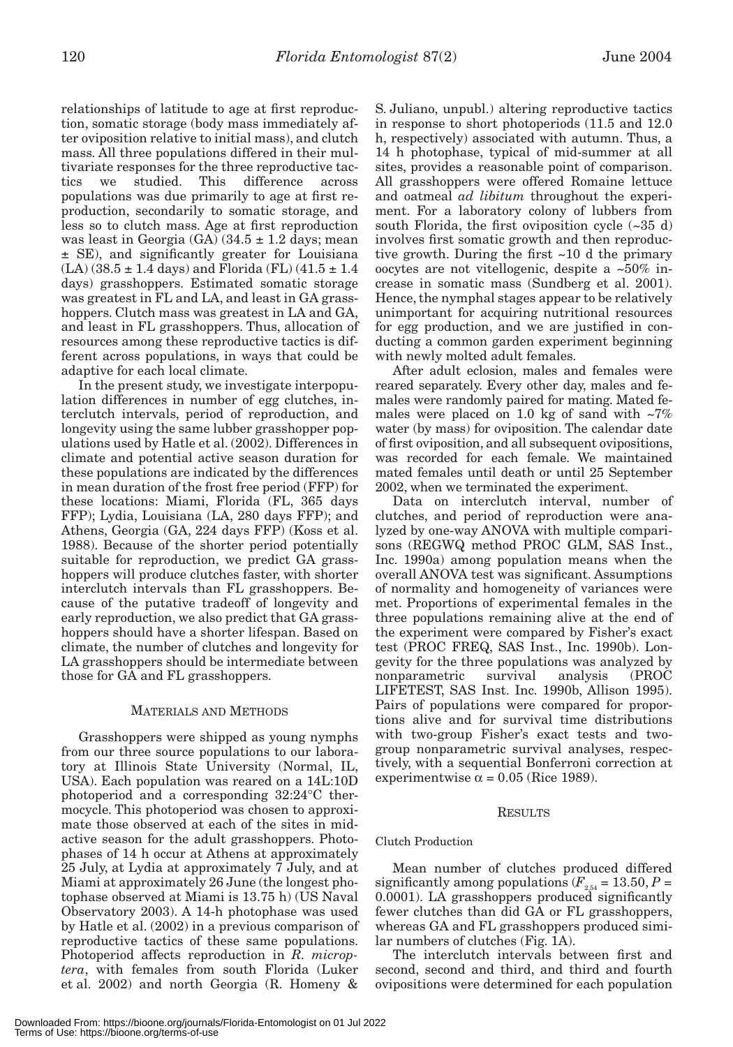relationships of latitude to age at first reproduction, somatic storage (body mass immediately after oviposition relative to initial mass), and clutch mass. All three populations differed in their multivariate responses for the three reproductive tactics we studied. This difference across populations was due primarily to age at first reproduction, secondarily to somatic storage, and less so to clutch mass. Age at first reproduction was least in Georgia (GA) (34.5 ± 1.2 days; mean ± SE), and significantly greater for Louisiana (LA) (38.5 ± 1.4 days) and Florida (FL) (41.5 ± 1.4 days) grasshoppers. Estimated somatic storage was greatest in FL and LA, and least in GA grasshoppers. Clutch mass was greatest in LA and GA, and least in FL grasshoppers. Thus, allocation of resources among these reproductive tactics is different across populations, in ways that could be adaptive for each local climate.

In the present study, we investigate interpopulation differences in number of egg clutches, interclutch intervals, period of reproduction, and longevity using the same lubber grasshopper populations used by Hatle et al. (2002). Differences in climate and potential active season duration for these populations are indicated by the differences in mean duration of the frost free period (FFP) for these locations: Miami, Florida (FL, 365 days FFP); Lydia, Louisiana (LA, 280 days FFP); and Athens, Georgia (GA, 224 days FFP) (Koss et al. 1988). Because of the shorter period potentially suitable for reproduction, we predict GA grasshoppers will produce clutches faster, with shorter interclutch intervals than FL grasshoppers. Because of the putative tradeoff of longevity and early reproduction, we also predict that GA grasshoppers should have a shorter lifespan. Based on climate, the number of clutches and longevity for LA grasshoppers should be intermediate between those for GA and FL grasshoppers.

## MATERIALS AND METHODS

Grasshoppers were shipped as young nymphs from our three source populations to our laboratory at Illinois State University (Normal, IL, USA). Each population was reared on a 14L:10D photoperiod and a corresponding 32:24°C thermocycle. This photoperiod was chosen to approximate those observed at each of the sites in mid-active season for the adult grasshoppers. Photophases of 14 h occur at Athens at approximately 25 July, at Lydia at approximately 7 July, and at Miami at approximately 26 June (the longest photophase observed at Miami is 13.75 h) (US Naval Observatory 2003). A 14-h photophase was used by Hatle et al. (2002) in a previous comparison of reproductive tactics of these same populations. Photoperiod affects reproduction in *R. microptera*, with females from south Florida (Luker et al. 2002) and north Georgia (R. Homeny & S. Juliano, unpubl.) altering reproductive tactics in response to short photoperiods (11.5 and 12.0 h, respectively) associated with autumn. Thus, a 14 h photophase, typical of mid-summer at all sites, provides a reasonable point of comparison. All grasshoppers were offered Romaine lettuce and oatmeal *ad libitum* throughout the experiment. For a laboratory colony of lubbers from south Florida, the first oviposition cycle (~35 d) involves first somatic growth and then reproductive growth. During the first ~10 d the primary oocytes are not vitellogenic, despite a ~50% increase in somatic mass (Sundberg et al. 2001). Hence, the nymphal stages appear to be relatively unimportant for acquiring nutritional resources for egg production, and we are justified in conducting a common garden experiment beginning with newly molted adult females.

After adult eclosion, males and females were reared separately. Every other day, males and females were randomly paired for mating. Mated females were placed on 1.0 kg of sand with ~7% water (by mass) for oviposition. The calendar date of first oviposition, and all subsequent ovipositions, was recorded for each female. We maintained mated females until death or until 25 September 2002, when we terminated the experiment.

Data on interclutch interval, number of clutches, and period of reproduction were analyzed by one-way ANOVA with multiple comparisons (REGWQ method PROC GLM, SAS Inst., Inc. 1990a) among population means when the overall ANOVA test was significant. Assumptions of normality and homogeneity of variances were met. Proportions of experimental females in the three populations remaining alive at the end of the experiment were compared by Fisher's exact test (PROC FREQ, SAS Inst., Inc. 1990b). Longevity for the three populations was analyzed by nonparametric survival analysis (PROC LIFETEST, SAS Inst. Inc. 1990b, Allison 1995). Pairs of populations were compared for proportions alive and for survival time distributions with two-group Fisher's exact tests and two-group nonparametric survival analyses, respectively, with a sequential Bonferroni correction at experimentwise $\alpha = 0.05$ (Rice 1989).

## RESULTS

### Clutch Production

Mean number of clutches produced differed significantly among populations ($F_{2,54} = 13.50$, $P = 0.0001$). LA grasshoppers produced significantly fewer clutches than did GA or FL grasshoppers, whereas GA and FL grasshoppers produced similar numbers of clutches (Fig. 1A).

The interclutch intervals between first and second, second and third, and third and fourth ovipositions were determined for each population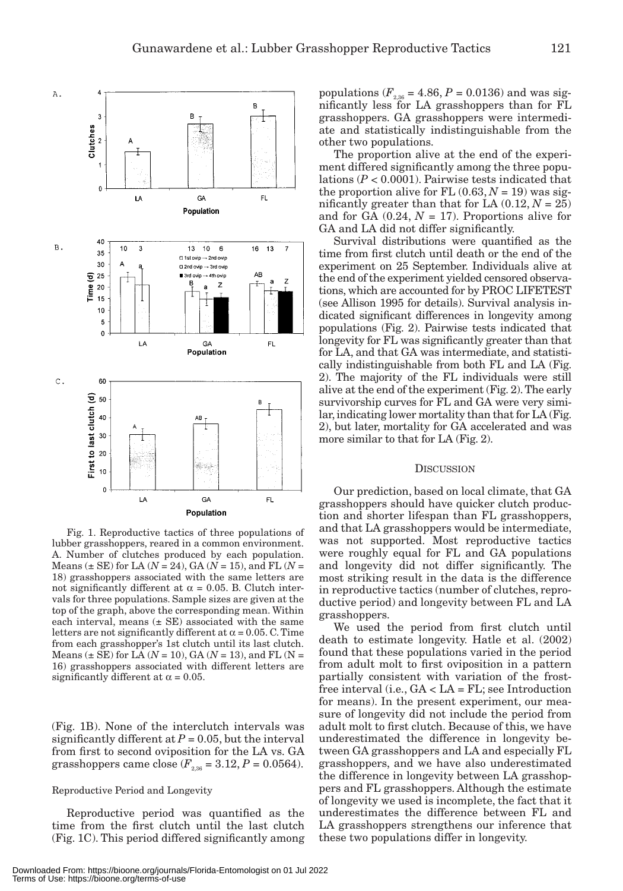Fig. 1. Reproductive tactics of three populations of lubber grasshoppers, reared in a common environment. A. Number of clutches produced by each population. Means (± SE) for LA ($N$ = 24), GA ($N$ = 15), and FL ($N$ = 18) grasshoppers associated with the same letters are not significantly different at $\alpha$ = 0.05. B. Clutch intervals for three populations. Sample sizes are given at the top of the graph, above the corresponding mean. Within each interval, means (± SE) associated with the same letters are not significantly different at $\alpha$ = 0.05. C. Time from each grasshopper's 1st clutch until its last clutch. Means (± SE) for LA ($N$ = 10), GA ($N$ = 13), and FL (N = 16) grasshoppers associated with different letters are significantly different at $\alpha$ = 0.05.

(Fig. 1B). None of the interclutch intervals was significantly different at $P$ = 0.05, but the interval from first to second oviposition for the LA vs. GA grasshoppers came close ($F_{2,36}$ = 3.12, $P$ = 0.0564).

### Reproductive Period and Longevity

Reproductive period was quantified as the time from the first clutch until the last clutch (Fig. 1C). This period differed significantly among populations ($F_{2,36}$ = 4.86, $P$ = 0.0136) and was significantly less for LA grasshoppers than for FL grasshoppers. GA grasshoppers were intermediate and statistically indistinguishable from the other two populations.

The proportion alive at the end of the experiment differed significantly among the three populations ($P$ < 0.0001). Pairwise tests indicated that the proportion alive for FL (0.63, $N$ = 19) was significantly greater than that for LA (0.12, $N$ = 25) and for GA (0.24, $N$ = 17). Proportions alive for GA and LA did not differ significantly.

Survival distributions were quantified as the time from first clutch until death or the end of the experiment on 25 September. Individuals alive at the end of the experiment yielded censored observations, which are accounted for by PROC LIFETEST (see Allison 1995 for details). Survival analysis indicated significant differences in longevity among populations (Fig. 2). Pairwise tests indicated that longevity for FL was significantly greater than that for LA, and that GA was intermediate, and statistically indistinguishable from both FL and LA (Fig. 2). The majority of the FL individuals were still alive at the end of the experiment (Fig. 2). The early survivorship curves for FL and GA were very similar, indicating lower mortality than that for LA (Fig. 2), but later, mortality for GA accelerated and was more similar to that for LA (Fig. 2).

## Discussion

Our prediction, based on local climate, that GA grasshoppers should have quicker clutch production and shorter lifespan than FL grasshoppers, and that LA grasshoppers would be intermediate, was not supported. Most reproductive tactics were roughly equal for FL and GA populations and longevity did not differ significantly. The most striking result in the data is the difference in reproductive tactics (number of clutches, reproductive period) and longevity between FL and LA grasshoppers.

We used the period from first clutch until death to estimate longevity. Hatle et al. (2002) found that these populations varied in the period from adult molt to first oviposition in a pattern partially consistent with variation of the frost-free interval (i.e., GA < LA = FL; see Introduction for means). In the present experiment, our measure of longevity did not include the period from adult molt to first clutch. Because of this, we have underestimated the difference in longevity between GA grasshoppers and LA and especially FL grasshoppers, and we have also underestimated the difference in longevity between LA grasshoppers and FL grasshoppers. Although the estimate of longevity we used is incomplete, the fact that it underestimates the difference between FL and LA grasshoppers strengthens our inference that these two populations differ in longevity.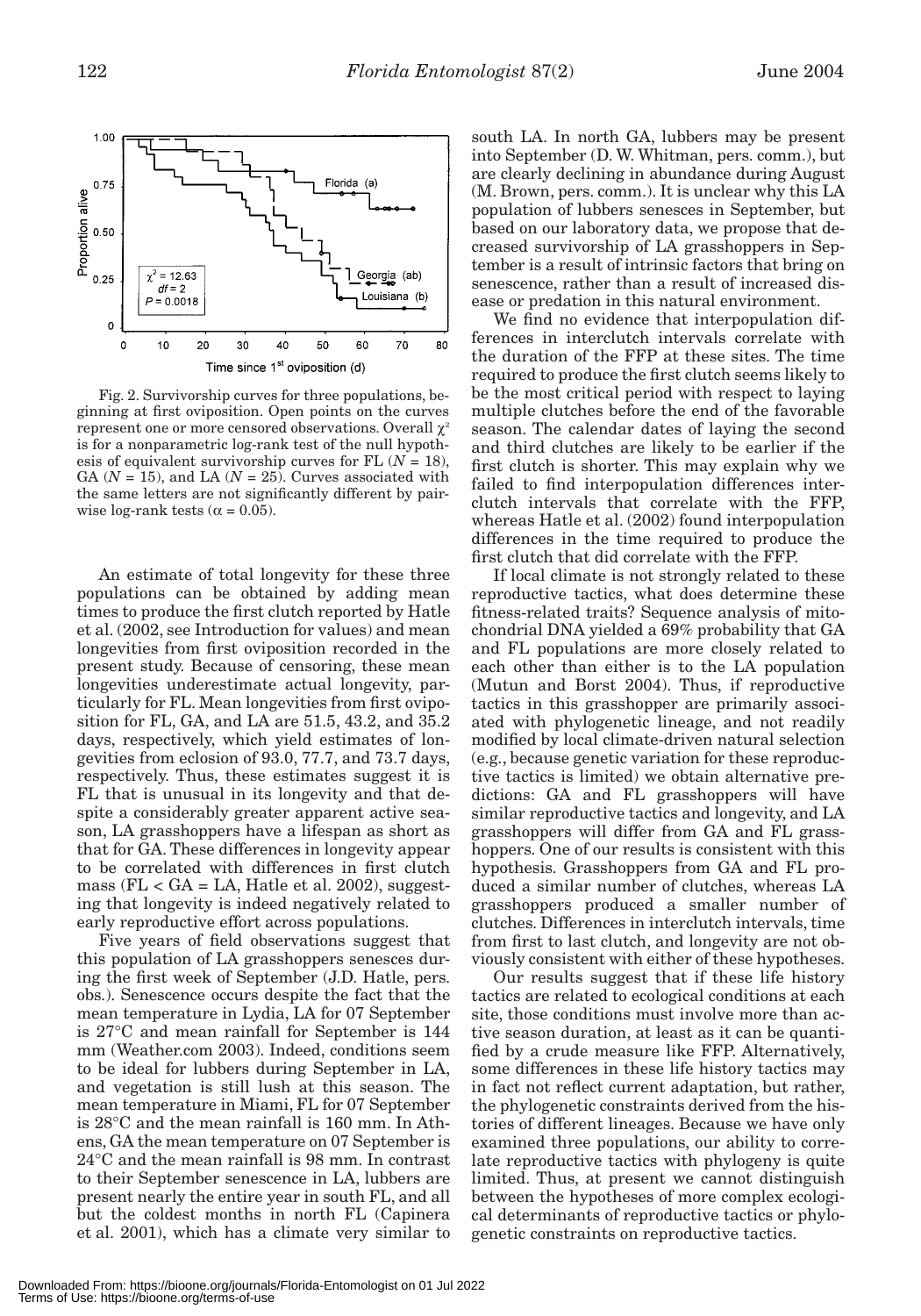Fig. 2. Survivorship curves for three populations, beginning at first oviposition. Open points on the curves represent one or more censored observations. Overall $\chi^2$ is for a nonparametric log-rank test of the null hypothesis of equivalent survivorship curves for FL ($N = 18$), GA ($N = 15$), and LA ($N = 25$). Curves associated with the same letters are not significantly different by pairwise log-rank tests ($\alpha = 0.05$).

An estimate of total longevity for these three populations can be obtained by adding mean times to produce the first clutch reported by Hatle et al. (2002, see Introduction for values) and mean longevities from first oviposition recorded in the present study. Because of censoring, these mean longevities underestimate actual longevity, particularly for FL. Mean longevities from first oviposition for FL, GA, and LA are 51.5, 43.2, and 35.2 days, respectively, which yield estimates of longevities from eclosion of 93.0, 77.7, and 73.7 days, respectively. Thus, these estimates suggest it is FL that is unusual in its longevity and that despite a considerably greater apparent active season, LA grasshoppers have a lifespan as short as that for GA. These differences in longevity appear to be correlated with differences in first clutch mass (FL < GA = LA, Hatle et al. 2002), suggesting that longevity is indeed negatively related to early reproductive effort across populations.

Five years of field observations suggest that this population of LA grasshoppers senesces during the first week of September (J.D. Hatle, pers. obs.). Senescence occurs despite the fact that the mean temperature in Lydia, LA for 07 September is 27°C and mean rainfall for September is 144 mm (Weather.com 2003). Indeed, conditions seem to be ideal for lubbers during September in LA, and vegetation is still lush at this season. The mean temperature in Miami, FL for 07 September is 28°C and the mean rainfall is 160 mm. In Athens, GA the mean temperature on 07 September is 24°C and the mean rainfall is 98 mm. In contrast to their September senescence in LA, lubbers are present nearly the entire year in south FL, and all but the coldest months in north FL (Capinera et al. 2001), which has a climate very similar to south LA. In north GA, lubbers may be present into September (D. W. Whitman, pers. comm.), but are clearly declining in abundance during August (M. Brown, pers. comm.). It is unclear why this LA population of lubbers senesces in September, but based on our laboratory data, we propose that decreased survivorship of LA grasshoppers in September is a result of intrinsic factors that bring on senescence, rather than a result of increased disease or predation in this natural environment.

We find no evidence that interpopulation differences in interclutch intervals correlate with the duration of the FFP at these sites. The time required to produce the first clutch seems likely to be the most critical period with respect to laying multiple clutches before the end of the favorable season. The calendar dates of laying the second and third clutches are likely to be earlier if the first clutch is shorter. This may explain why we failed to find interpopulation differences interclutch intervals that correlate with the FFP, whereas Hatle et al. (2002) found interpopulation differences in the time required to produce the first clutch that did correlate with the FFP.

If local climate is not strongly related to these reproductive tactics, what does determine these fitness-related traits? Sequence analysis of mitochondrial DNA yielded a 69% probability that GA and FL populations are more closely related to each other than either is to the LA population (Mutun and Borst 2004). Thus, if reproductive tactics in this grasshopper are primarily associated with phylogenetic lineage, and not readily modified by local climate-driven natural selection (e.g., because genetic variation for these reproductive tactics is limited) we obtain alternative predictions: GA and FL grasshoppers will have similar reproductive tactics and longevity, and LA grasshoppers will differ from GA and FL grasshoppers. One of our results is consistent with this hypothesis. Grasshoppers from GA and FL produced a similar number of clutches, whereas LA grasshoppers produced a smaller number of clutches. Differences in interclutch intervals, time from first to last clutch, and longevity are not obviously consistent with either of these hypotheses.

Our results suggest that if these life history tactics are related to ecological conditions at each site, those conditions must involve more than active season duration, at least as it can be quantified by a crude measure like FFP. Alternatively, some differences in these life history tactics may in fact not reflect current adaptation, but rather, the phylogenetic constraints derived from the histories of different lineages. Because we have only examined three populations, our ability to correlate reproductive tactics with phylogeny is quite limited. Thus, at present we cannot distinguish between the hypotheses of more complex ecological determinants of reproductive tactics or phylogenetic constraints on reproductive tactics.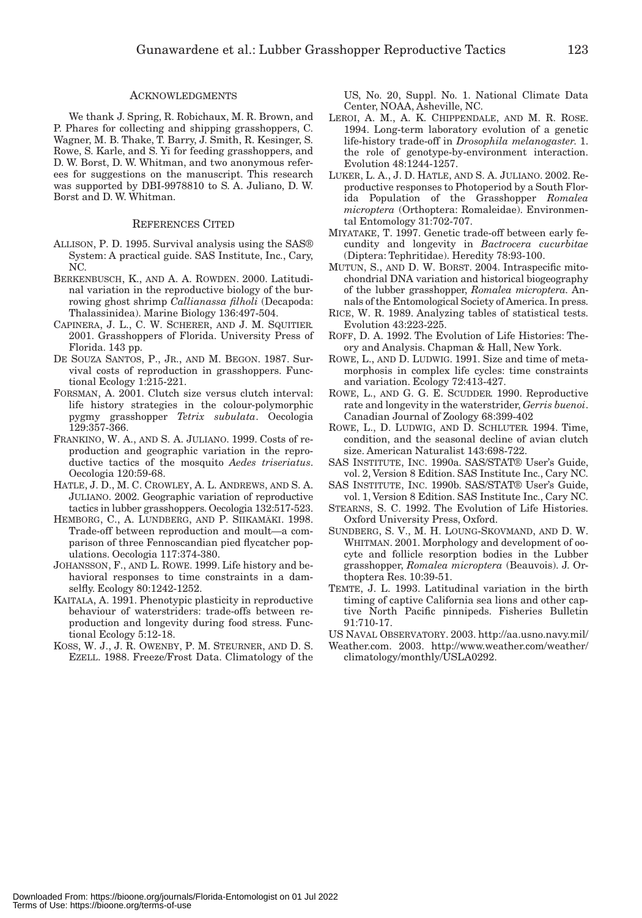## Acknowledgments

We thank J. Spring, R. Robichaux, M. R. Brown, and P. Phares for collecting and shipping grasshoppers, C. Wagner, M. B. Thake, T. Barry, J. Smith, R. Kesinger, S. Rowe, S. Karle, and S. Yi for feeding grasshoppers, and D. W. Borst, D. W. Whitman, and two anonymous referees for suggestions on the manuscript. This research was supported by DBI-9978810 to S. A. Juliano, D. W. Borst and D. W. Whitman.

## References Cited

Allison, P. D. 1995. Survival analysis using the SAS® System: A practical guide. SAS Institute, Inc., Cary, NC.

Berkenbusch, K., and A. A. Rowden. 2000. Latitudinal variation in the reproductive biology of the burrowing ghost shrimp *Callianassa filholi* (Decapoda: Thalassinidea). Marine Biology 136:497-504.

Capinera, J. L., C. W. Scherer, and J. M. Squitier. 2001. Grasshoppers of Florida. University Press of Florida. 143 pp.

De Souza Santos, P., Jr., and M. Begon. 1987. Survival costs of reproduction in grasshoppers. Functional Ecology 1:215-221.

Forsman, A. 2001. Clutch size versus clutch interval: life history strategies in the colour-polymorphic pygmy grasshopper *Tetrix subulata*. Oecologia 129:357-366.

Frankino, W. A., and S. A. Juliano. 1999. Costs of reproduction and geographic variation in the reproductive tactics of the mosquito *Aedes triseriatus*. Oecologia 120:59-68.

Hatle, J. D., M. C. Crowley, A. L. Andrews, and S. A. Juliano. 2002. Geographic variation of reproductive tactics in lubber grasshoppers. Oecologia 132:517-523.

Hemborg, C., A. Lundberg, and P. Siikamäki. 1998. Trade-off between reproduction and moult—a comparison of three Fennoscandian pied flycatcher populations. Oecologia 117:374-380.

Johansson, F., and L. Rowe. 1999. Life history and behavioral responses to time constraints in a damselfly. Ecology 80:1242-1252.

Kaitala, A. 1991. Phenotypic plasticity in reproductive behaviour of waterstriders: trade-offs between reproduction and longevity during food stress. Functional Ecology 5:12-18.

Koss, W. J., J. R. Owenby, P. M. Steurner, and D. S. Ezell. 1988. Freeze/Frost Data. Climatology of the US, No. 20, Suppl. No. 1. National Climate Data Center, NOAA, Asheville, NC.

Leroi, A. M., A. K. Chippendale, and M. R. Rose. 1994. Long-term laboratory evolution of a genetic life-history trade-off in *Drosophila melanogaster*. 1. the role of genotype-by-environment interaction. Evolution 48:1244-1257.

Luker, L. A., J. D. Hatle, and S. A. Juliano. 2002. Reproductive responses to Photoperiod by a South Florida Population of the Grasshopper *Romalea microptera* (Orthoptera: Romaleidae). Environmental Entomology 31:702-707.

Miyatake, T. 1997. Genetic trade-off between early fecundity and longevity in *Bactrocera cucurbitae* (Diptera: Tephritidae). Heredity 78:93-100.

Mutun, S., and D. W. Borst. 2004. Intraspecific mitochondrial DNA variation and historical biogeography of the lubber grasshopper, *Romalea microptera*. Annals of the Entomological Society of America. In press.

Rice, W. R. 1989. Analyzing tables of statistical tests. Evolution 43:223-225.

Roff, D. A. 1992. The Evolution of Life Histories: Theory and Analysis. Chapman & Hall, New York.

Rowe, L., and D. Ludwig. 1991. Size and time of metamorphosis in complex life cycles: time constraints and variation. Ecology 72:413-427.

Rowe, L., and G. G. E. Scudder. 1990. Reproductive rate and longevity in the waterstrider, *Gerris buenoi*. Canadian Journal of Zoology 68:399-402

Rowe, L., D. Ludwig, and D. Schluter. 1994. Time, condition, and the seasonal decline of avian clutch size. American Naturalist 143:698-722.

SAS Institute, Inc. 1990a. SAS/STAT® User's Guide, vol. 2, Version 8 Edition. SAS Institute Inc., Cary NC.

SAS Institute, Inc. 1990b. SAS/STAT® User's Guide, vol. 1, Version 8 Edition. SAS Institute Inc., Cary NC.

Stearns, S. C. 1992. The Evolution of Life Histories. Oxford University Press, Oxford.

Sundberg, S. V., M. H. Loung-Skovmand, and D. W. Whitman. 2001. Morphology and development of oocyte and follicle resorption bodies in the Lubber grasshopper, *Romalea microptera* (Beauvois). J. Orthoptera Res. 10:39-51.

Temte, J. L. 1993. Latitudinal variation in the birth timing of captive California sea lions and other captive North Pacific pinnipeds. Fisheries Bulletin 91:710-17.

US Naval Observatory. 2003. http://aa.usno.navy.mil/

Weather.com. 2003. http://www.weather.com/weather/climatology/monthly/USLA0292.